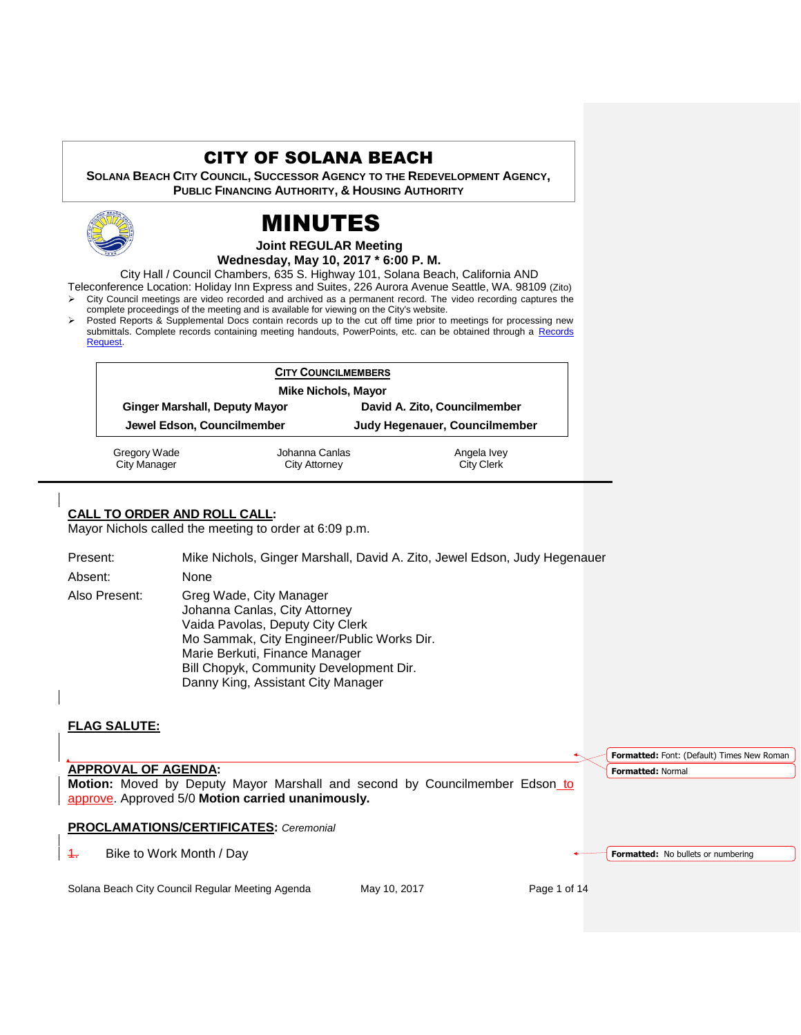# CITY OF SOLANA BEACH

**SOLANA BEACH CITY COUNCIL, SUCCESSOR AGENCY TO THE REDEVELOPMENT AGENCY, PUBLIC FINANCING AUTHORITY, & HOUSING AUTHORITY**

# MINUTES

**Joint REGULAR Meeting**
**Wednesday, May 10, 2017 * 6:00 P. M.**

City Hall / Council Chambers, 635 S. Highway 101, Solana Beach, California AND
Teleconference Location: Holiday Inn Express and Suites, 226 Aurora Avenue Seattle, WA. 98109 (Zito)

- City Council meetings are video recorded and archived as a permanent record. The video recording captures the complete proceedings of the meeting and is available for viewing on the City's website.
- Posted Reports & Supplemental Docs contain records up to the cut off time prior to meetings for processing new submittals. Complete records containing meeting handouts, PowerPoints, etc. can be obtained through a Records Request.

**CITY COUNCILMEMBERS**

**Mike Nichols, Mayor**

| | |
|---|---|
| **Ginger Marshall, Deputy Mayor** | **David A. Zito, Councilmember** |
| **Jewel Edson, Councilmember** | **Judy Hegenauer, Councilmember** |

| Gregory Wade | Johanna Canlas | Angela Ivey |
|---|---|---|
| City Manager | City Attorney | City Clerk |

## CALL TO ORDER AND ROLL CALL:

Mayor Nichols called the meeting to order at 6:09 p.m.

Present: Mike Nichols, Ginger Marshall, David A. Zito, Jewel Edson, Judy Hegenauer

Absent: None

Also Present:
Greg Wade, City Manager
Johanna Canlas, City Attorney
Vaida Pavolas, Deputy City Clerk
Mo Sammak, City Engineer/Public Works Dir.
Marie Berkuti, Finance Manager
Bill Chopyk, Community Development Dir.
Danny King, Assistant City Manager

## FLAG SALUTE:

## APPROVAL OF AGENDA:

**Motion:** Moved by Deputy Mayor Marshall and second by Councilmember Edson to approve. Approved 5/0 **Motion carried unanimously.**

## PROCLAMATIONS/CERTIFICATES: *Ceremonial*

1. Bike to Work Month / Day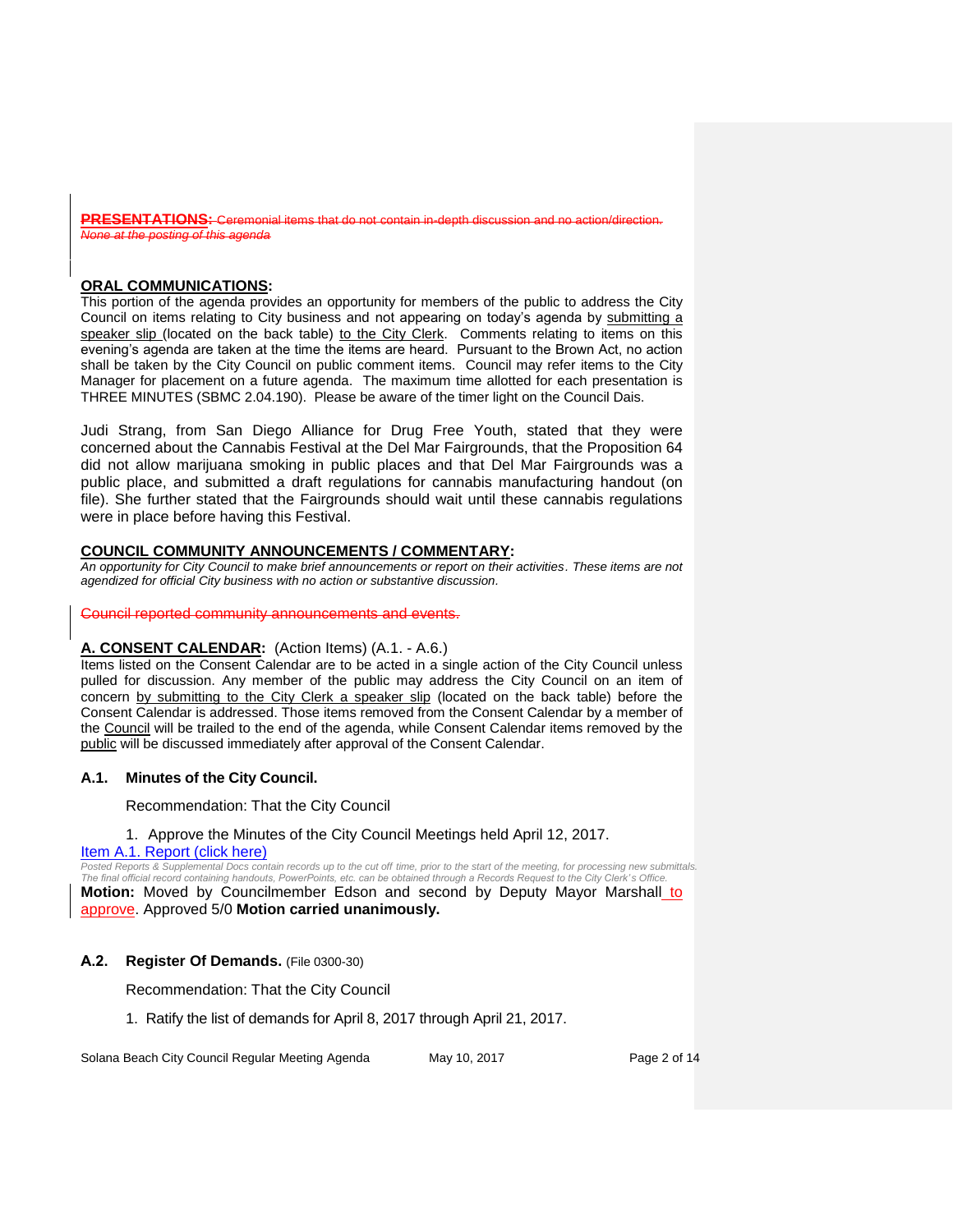**PRESENTATIONS:** Ceremonial items that do not contain in-depth discussion and no action/direction.
*None at the posting of this agenda*

**ORAL COMMUNICATIONS:**
This portion of the agenda provides an opportunity for members of the public to address the City Council on items relating to City business and not appearing on today's agenda by submitting a speaker slip (located on the back table) to the City Clerk. Comments relating to items on this evening's agenda are taken at the time the items are heard. Pursuant to the Brown Act, no action shall be taken by the City Council on public comment items. Council may refer items to the City Manager for placement on a future agenda. The maximum time allotted for each presentation is THREE MINUTES (SBMC 2.04.190). Please be aware of the timer light on the Council Dais.

Judi Strang, from San Diego Alliance for Drug Free Youth, stated that they were concerned about the Cannabis Festival at the Del Mar Fairgrounds, that the Proposition 64 did not allow marijuana smoking in public places and that Del Mar Fairgrounds was a public place, and submitted a draft regulations for cannabis manufacturing handout (on file). She further stated that the Fairgrounds should wait until these cannabis regulations were in place before having this Festival.

**COUNCIL COMMUNITY ANNOUNCEMENTS / COMMENTARY:**
*An opportunity for City Council to make brief announcements or report on their activities. These items are not agendized for official City business with no action or substantive discussion.*

Council reported community announcements and events.

**A. CONSENT CALENDAR:** (Action Items) (A.1. - A.6.)
Items listed on the Consent Calendar are to be acted in a single action of the City Council unless pulled for discussion. Any member of the public may address the City Council on an item of concern by submitting to the City Clerk a speaker slip (located on the back table) before the Consent Calendar is addressed. Those items removed from the Consent Calendar by a member of the Council will be trailed to the end of the agenda, while Consent Calendar items removed by the public will be discussed immediately after approval of the Consent Calendar.

**A.1. Minutes of the City Council.**

Recommendation: That the City Council

1. Approve the Minutes of the City Council Meetings held April 12, 2017.

Item A.1. Report (click here)

*Posted Reports & Supplemental Docs contain records up to the cut off time, prior to the start of the meeting, for processing new submittals. The final official record containing handouts, PowerPoints, etc. can be obtained through a Records Request to the City Clerk's Office.*

**Motion:** Moved by Councilmember Edson and second by Deputy Mayor Marshall to approve. Approved 5/0 **Motion carried unanimously.**

**A.2. Register Of Demands.** (File 0300-30)

Recommendation: That the City Council

1. Ratify the list of demands for April 8, 2017 through April 21, 2017.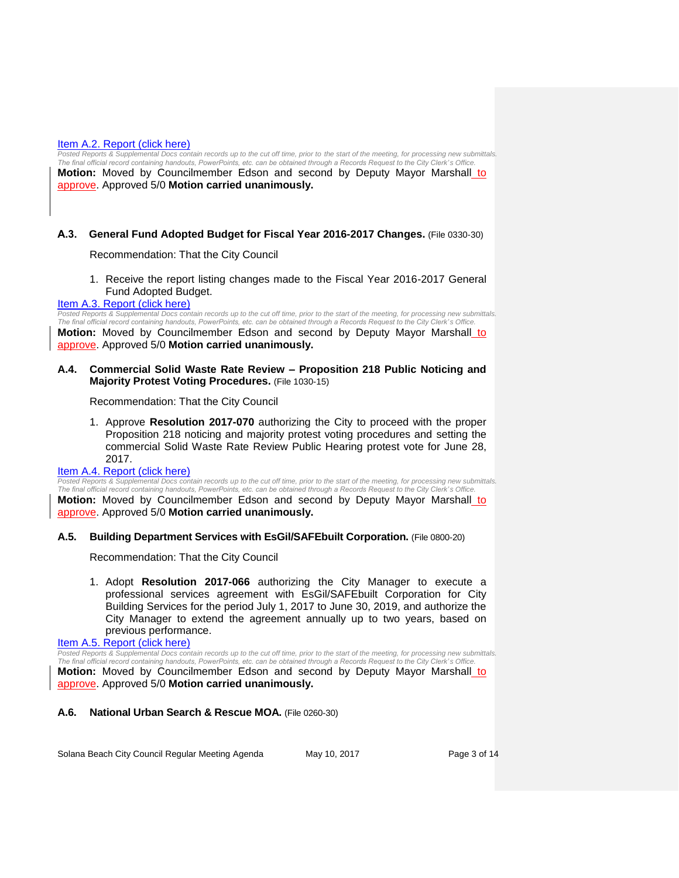[Item A.2. Report (click here)]

*Posted Reports & Supplemental Docs contain records up to the cut off time, prior to the start of the meeting, for processing new submittals. The final official record containing handouts, PowerPoints, etc. can be obtained through a Records Request to the City Clerk's Office.*

**Motion:** Moved by Councilmember Edson and second by Deputy Mayor Marshall to approve. Approved 5/0 **Motion carried unanimously.**

**A.3. General Fund Adopted Budget for Fiscal Year 2016-2017 Changes.** (File 0330-30)

Recommendation: That the City Council

1. Receive the report listing changes made to the Fiscal Year 2016-2017 General Fund Adopted Budget.

[Item A.3. Report (click here)]

*Posted Reports & Supplemental Docs contain records up to the cut off time, prior to the start of the meeting, for processing new submittals. The final official record containing handouts, PowerPoints, etc. can be obtained through a Records Request to the City Clerk's Office.*

**Motion:** Moved by Councilmember Edson and second by Deputy Mayor Marshall to approve. Approved 5/0 **Motion carried unanimously.**

**A.4. Commercial Solid Waste Rate Review – Proposition 218 Public Noticing and Majority Protest Voting Procedures.** (File 1030-15)

Recommendation: That the City Council

1. Approve **Resolution 2017-070** authorizing the City to proceed with the proper Proposition 218 noticing and majority protest voting procedures and setting the commercial Solid Waste Rate Review Public Hearing protest vote for June 28, 2017.

[Item A.4. Report (click here)]

*Posted Reports & Supplemental Docs contain records up to the cut off time, prior to the start of the meeting, for processing new submittals. The final official record containing handouts, PowerPoints, etc. can be obtained through a Records Request to the City Clerk's Office.*

**Motion:** Moved by Councilmember Edson and second by Deputy Mayor Marshall to approve. Approved 5/0 **Motion carried unanimously.**

**A.5. Building Department Services with EsGil/SAFEbuilt Corporation.** (File 0800-20)

Recommendation: That the City Council

1. Adopt **Resolution 2017-066** authorizing the City Manager to execute a professional services agreement with EsGil/SAFEbuilt Corporation for City Building Services for the period July 1, 2017 to June 30, 2019, and authorize the City Manager to extend the agreement annually up to two years, based on previous performance.

[Item A.5. Report (click here)]

*Posted Reports & Supplemental Docs contain records up to the cut off time, prior to the start of the meeting, for processing new submittals. The final official record containing handouts, PowerPoints, etc. can be obtained through a Records Request to the City Clerk's Office.*

**Motion:** Moved by Councilmember Edson and second by Deputy Mayor Marshall to approve. Approved 5/0 **Motion carried unanimously.**

**A.6. National Urban Search & Rescue MOA.** (File 0260-30)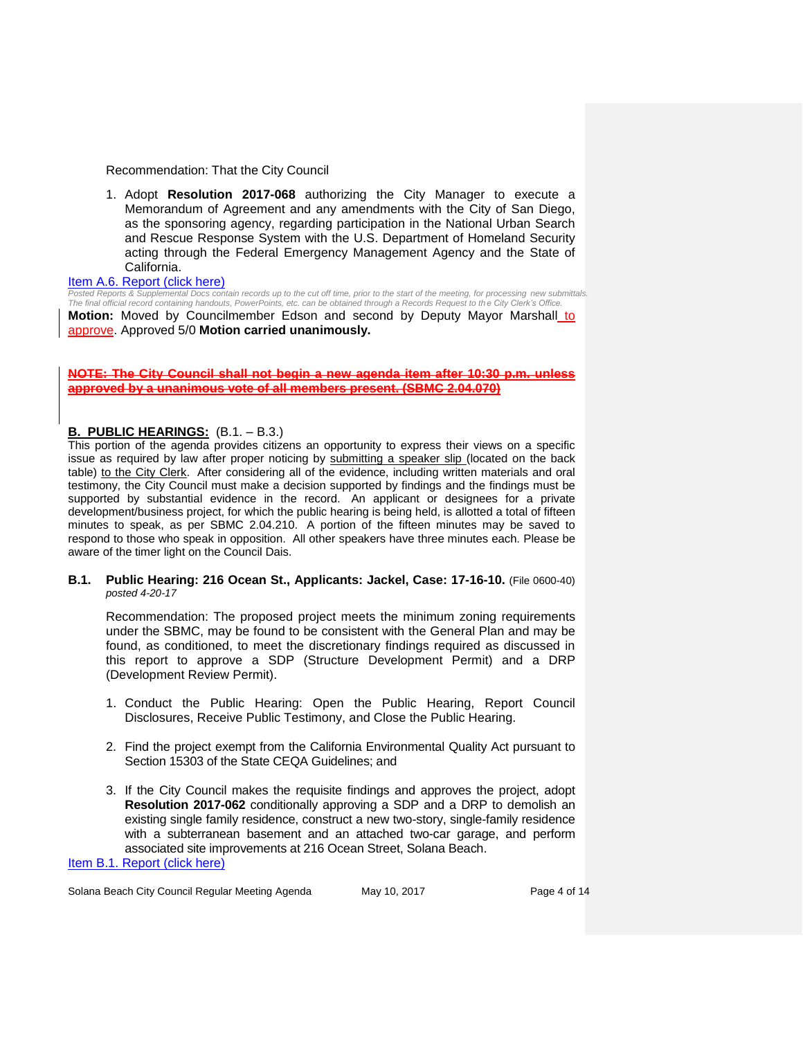Recommendation: That the City Council

1. Adopt **Resolution 2017-068** authorizing the City Manager to execute a Memorandum of Agreement and any amendments with the City of San Diego, as the sponsoring agency, regarding participation in the National Urban Search and Rescue Response System with the U.S. Department of Homeland Security acting through the Federal Emergency Management Agency and the State of California.

Item A.6. Report (click here)

*Posted Reports & Supplemental Docs contain records up to the cut off time, prior to the start of the meeting, for processing new submittals. The final official record containing handouts, PowerPoints, etc. can be obtained through a Records Request to the City Clerk's Office.*

**Motion:** Moved by Councilmember Edson and second by Deputy Mayor Marshall to approve. Approved 5/0 **Motion carried unanimously.**

~~**NOTE: The City Council shall not begin a new agenda item after 10:30 p.m. unless approved by a unanimous vote of all members present. (SBMC 2.04.070)**~~

## B. PUBLIC HEARINGS: (B.1. – B.3.)

This portion of the agenda provides citizens an opportunity to express their views on a specific issue as required by law after proper noticing by submitting a speaker slip (located on the back table) to the City Clerk. After considering all of the evidence, including written materials and oral testimony, the City Council must make a decision supported by findings and the findings must be supported by substantial evidence in the record. An applicant or designees for a private development/business project, for which the public hearing is being held, is allotted a total of fifteen minutes to speak, as per SBMC 2.04.210. A portion of the fifteen minutes may be saved to respond to those who speak in opposition. All other speakers have three minutes each. Please be aware of the timer light on the Council Dais.

**B.1. Public Hearing: 216 Ocean St., Applicants: Jackel, Case: 17-16-10.** (File 0600-40) *posted 4-20-17*

Recommendation: The proposed project meets the minimum zoning requirements under the SBMC, may be found to be consistent with the General Plan and may be found, as conditioned, to meet the discretionary findings required as discussed in this report to approve a SDP (Structure Development Permit) and a DRP (Development Review Permit).

1. Conduct the Public Hearing: Open the Public Hearing, Report Council Disclosures, Receive Public Testimony, and Close the Public Hearing.

2. Find the project exempt from the California Environmental Quality Act pursuant to Section 15303 of the State CEQA Guidelines; and

3. If the City Council makes the requisite findings and approves the project, adopt **Resolution 2017-062** conditionally approving a SDP and a DRP to demolish an existing single family residence, construct a new two-story, single-family residence with a subterranean basement and an attached two-car garage, and perform associated site improvements at 216 Ocean Street, Solana Beach.

Item B.1. Report (click here)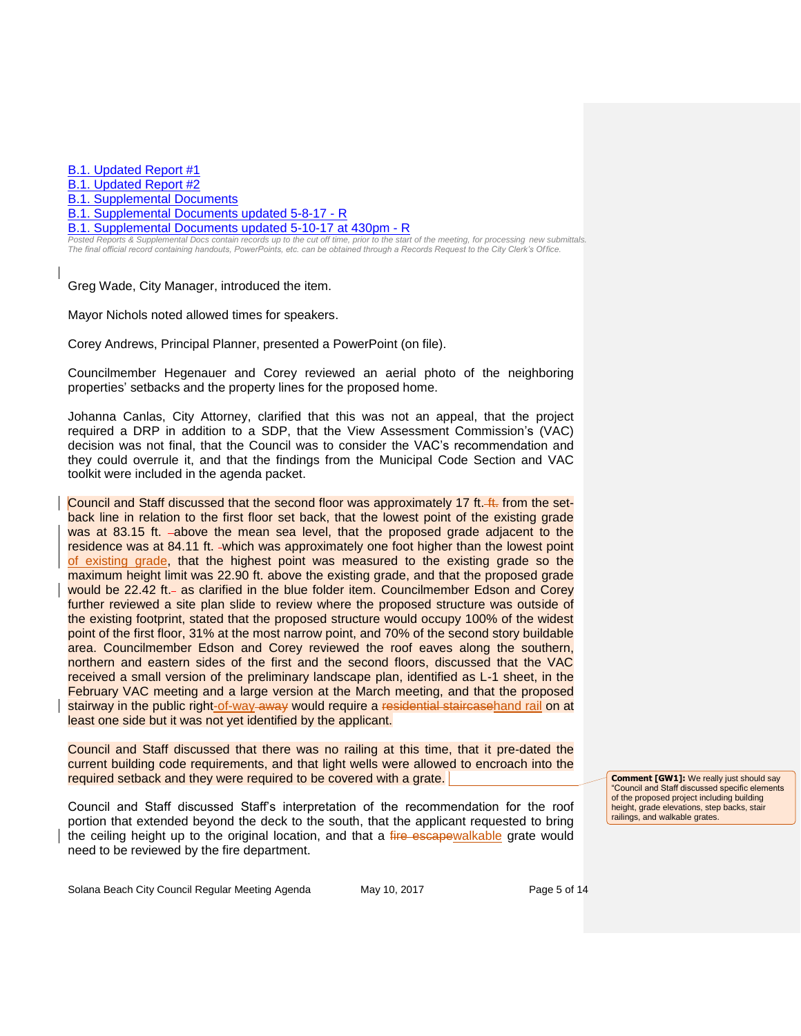B.1. Updated Report #1
B.1. Updated Report #2
B.1. Supplemental Documents
B.1. Supplemental Documents updated 5-8-17 - R
B.1. Supplemental Documents updated 5-10-17 at 430pm - R

*Posted Reports & Supplemental Docs contain records up to the cut off time, prior to the start of the meeting, for processing new submittals. The final official record containing handouts, PowerPoints, etc. can be obtained through a Records Request to the City Clerk's Office.*

Greg Wade, City Manager, introduced the item.

Mayor Nichols noted allowed times for speakers.

Corey Andrews, Principal Planner, presented a PowerPoint (on file).

Councilmember Hegenauer and Corey reviewed an aerial photo of the neighboring properties' setbacks and the property lines for the proposed home.

Johanna Canlas, City Attorney, clarified that this was not an appeal, that the project required a DRP in addition to a SDP, that the View Assessment Commission's (VAC) decision was not final, that the Council was to consider the VAC's recommendation and they could overrule it, and that the findings from the Municipal Code Section and VAC toolkit were included in the agenda packet.

Council and Staff discussed that the second floor was approximately 17 ft. ~~ft.~~ from the set-back line in relation to the first floor set back, that the lowest point of the existing grade was at 83.15 ft. ~~-~~above the mean sea level, that the proposed grade adjacent to the residence was at 84.11 ft. ~~-~~which was approximately one foot higher than the lowest point of existing grade, that the highest point was measured to the existing grade so the maximum height limit was 22.90 ft. above the existing grade, and that the proposed grade would be 22.42 ft.~~-~~ as clarified in the blue folder item. Councilmember Edson and Corey further reviewed a site plan slide to review where the proposed structure was outside of the existing footprint, stated that the proposed structure would occupy 100% of the widest point of the first floor, 31% at the most narrow point, and 70% of the second story buildable area. Councilmember Edson and Corey reviewed the roof eaves along the southern, northern and eastern sides of the first and the second floors, discussed that the VAC received a small version of the preliminary landscape plan, identified as L-1 sheet, in the February VAC meeting and a large version at the March meeting, and that the proposed stairway in the public right-of-way ~~away~~ would require a ~~residential staircase~~hand rail on at least one side but it was not yet identified by the applicant.

Council and Staff discussed that there was no railing at this time, that it pre-dated the current building code requirements, and that light wells were allowed to encroach into the required setback and they were required to be covered with a grate.

> **Comment [GW1]:** We really just should say "Council and Staff discussed specific elements of the proposed project including building height, grade elevations, step backs, stair railings, and walkable grates.

Council and Staff discussed Staff's interpretation of the recommendation for the roof portion that extended beyond the deck to the south, that the applicant requested to bring the ceiling height up to the original location, and that a ~~fire escape~~walkable grate would need to be reviewed by the fire department.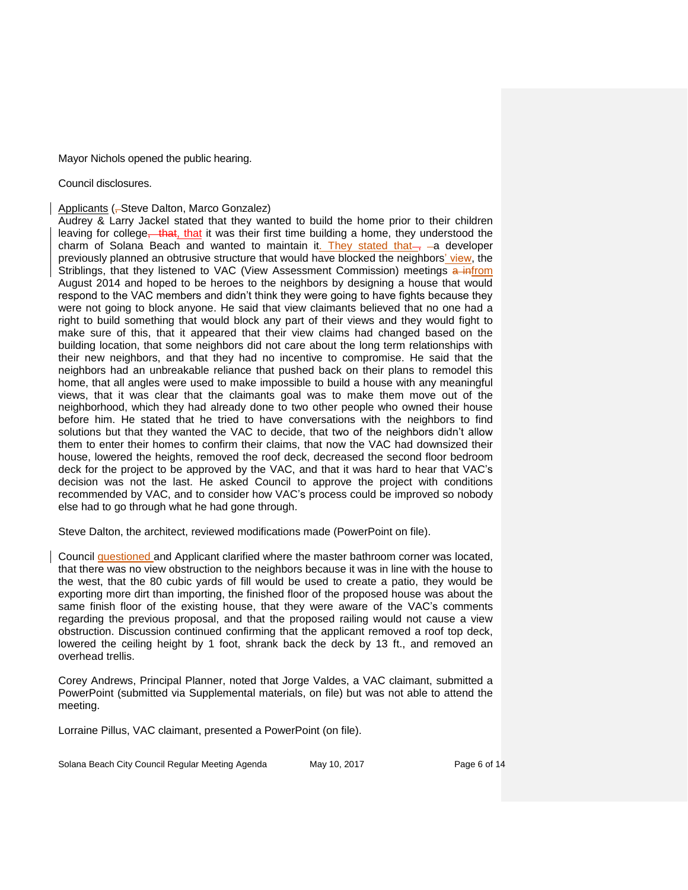Mayor Nichols opened the public hearing.

Council disclosures.

Applicants (Steve Dalton, Marco Gonzalez)

Audrey & Larry Jackel stated that they wanted to build the home prior to their children leaving for college, that it was their first time building a home, they understood the charm of Solana Beach and wanted to maintain it. They stated that a developer previously planned an obtrusive structure that would have blocked the neighbors' view, the Striblings, that they listened to VAC (View Assessment Commission) meetings from August 2014 and hoped to be heroes to the neighbors by designing a house that would respond to the VAC members and didn't think they were going to have fights because they were not going to block anyone. He said that view claimants believed that no one had a right to build something that would block any part of their views and they would fight to make sure of this, that it appeared that their view claims had changed based on the building location, that some neighbors did not care about the long term relationships with their new neighbors, and that they had no incentive to compromise. He said that the neighbors had an unbreakable reliance that pushed back on their plans to remodel this home, that all angles were used to make impossible to build a house with any meaningful views, that it was clear that the claimants goal was to make them move out of the neighborhood, which they had already done to two other people who owned their house before him. He stated that he tried to have conversations with the neighbors to find solutions but that they wanted the VAC to decide, that two of the neighbors didn't allow them to enter their homes to confirm their claims, that now the VAC had downsized their house, lowered the heights, removed the roof deck, decreased the second floor bedroom deck for the project to be approved by the VAC, and that it was hard to hear that VAC's decision was not the last. He asked Council to approve the project with conditions recommended by VAC, and to consider how VAC's process could be improved so nobody else had to go through what he had gone through.

Steve Dalton, the architect, reviewed modifications made (PowerPoint on file).

Council questioned and Applicant clarified where the master bathroom corner was located, that there was no view obstruction to the neighbors because it was in line with the house to the west, that the 80 cubic yards of fill would be used to create a patio, they would be exporting more dirt than importing, the finished floor of the proposed house was about the same finish floor of the existing house, that they were aware of the VAC's comments regarding the previous proposal, and that the proposed railing would not cause a view obstruction. Discussion continued confirming that the applicant removed a roof top deck, lowered the ceiling height by 1 foot, shrank back the deck by 13 ft., and removed an overhead trellis.

Corey Andrews, Principal Planner, noted that Jorge Valdes, a VAC claimant, submitted a PowerPoint (submitted via Supplemental materials, on file) but was not able to attend the meeting.

Lorraine Pillus, VAC claimant, presented a PowerPoint (on file).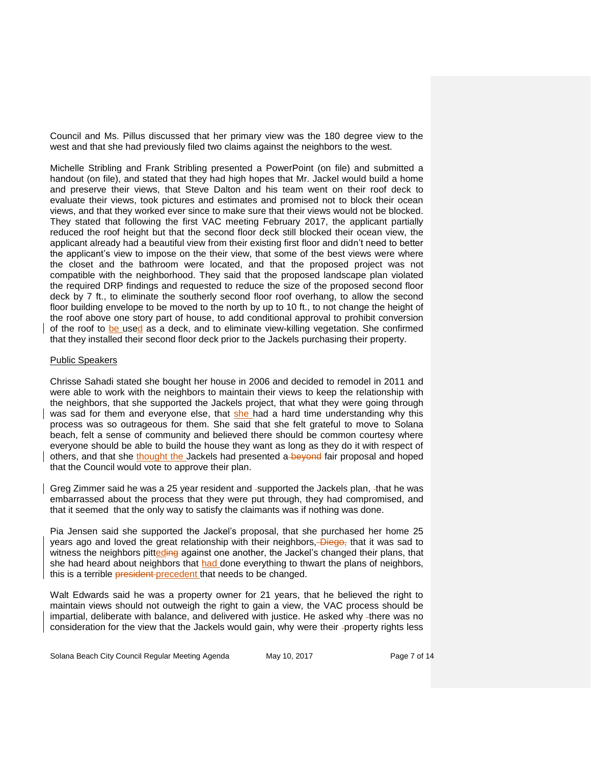Council and Ms. Pillus discussed that her primary view was the 180 degree view to the west and that she had previously filed two claims against the neighbors to the west.

Michelle Stribling and Frank Stribling presented a PowerPoint (on file) and submitted a handout (on file), and stated that they had high hopes that Mr. Jackel would build a home and preserve their views, that Steve Dalton and his team went on their roof deck to evaluate their views, took pictures and estimates and promised not to block their ocean views, and that they worked ever since to make sure that their views would not be blocked. They stated that following the first VAC meeting February 2017, the applicant partially reduced the roof height but that the second floor deck still blocked their ocean view, the applicant already had a beautiful view from their existing first floor and didn't need to better the applicant's view to impose on the their view, that some of the best views were where the closet and the bathroom were located, and that the proposed project was not compatible with the neighborhood. They said that the proposed landscape plan violated the required DRP findings and requested to reduce the size of the proposed second floor deck by 7 ft., to eliminate the southerly second floor roof overhang, to allow the second floor building envelope to be moved to the north by up to 10 ft., to not change the height of the roof above one story part of house, to add conditional approval to prohibit conversion of the roof to be used as a deck, and to eliminate view-killing vegetation. She confirmed that they installed their second floor deck prior to the Jackels purchasing their property.

Public Speakers

Chrisse Sahadi stated she bought her house in 2006 and decided to remodel in 2011 and were able to work with the neighbors to maintain their views to keep the relationship with the neighbors, that she supported the Jackels project, that what they were going through was sad for them and everyone else, that she had a hard time understanding why this process was so outrageous for them. She said that she felt grateful to move to Solana beach, felt a sense of community and believed there should be common courtesy where everyone should be able to build the house they want as long as they do it with respect of others, and that she thought the Jackels had presented a ~~beyond~~ fair proposal and hoped that the Council would vote to approve their plan.

Greg Zimmer said he was a 25 year resident and supported the Jackels plan, that he was embarrassed about the process that they were put through, they had compromised, and that it seemed that the only way to satisfy the claimants was if nothing was done.

Pia Jensen said she supported the Jackel's proposal, that she purchased her home 25 years ago and loved the great relationship with their neighbors, ~~Diego,~~ that it was sad to witness the neighbors pitted~~ing~~ against one another, the Jackel's changed their plans, that she had heard about neighbors that had done everything to thwart the plans of neighbors, this is a terrible ~~president~~ precedent that needs to be changed.

Walt Edwards said he was a property owner for 21 years, that he believed the right to maintain views should not outweigh the right to gain a view, the VAC process should be impartial, deliberate with balance, and delivered with justice. He asked why there was no consideration for the view that the Jackels would gain, why were their property rights less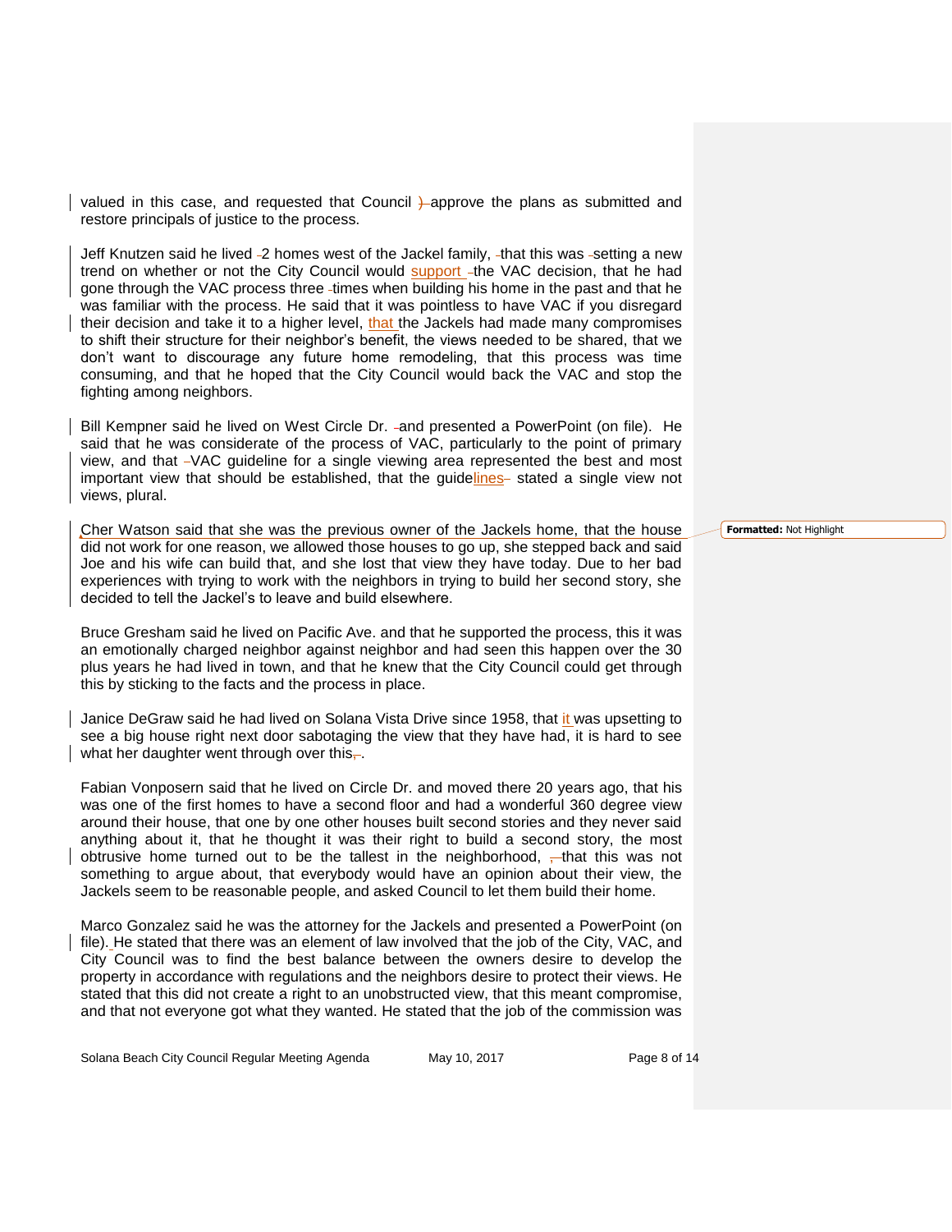valued in this case, and requested that Council approve the plans as submitted and restore principals of justice to the process.

Jeff Knutzen said he lived 2 homes west of the Jackel family, that this was setting a new trend on whether or not the City Council would support the VAC decision, that he had gone through the VAC process three times when building his home in the past and that he was familiar with the process. He said that it was pointless to have VAC if you disregard their decision and take it to a higher level, that the Jackels had made many compromises to shift their structure for their neighbor's benefit, the views needed to be shared, that we don't want to discourage any future home remodeling, that this process was time consuming, and that he hoped that the City Council would back the VAC and stop the fighting among neighbors.

Bill Kempner said he lived on West Circle Dr. and presented a PowerPoint (on file). He said that he was considerate of the process of VAC, particularly to the point of primary view, and that VAC guideline for a single viewing area represented the best and most important view that should be established, that the guidelines stated a single view not views, plural.

Cher Watson said that she was the previous owner of the Jackels home, that the house did not work for one reason, we allowed those houses to go up, she stepped back and said Joe and his wife can build that, and she lost that view they have today. Due to her bad experiences with trying to work with the neighbors in trying to build her second story, she decided to tell the Jackel's to leave and build elsewhere.

Bruce Gresham said he lived on Pacific Ave. and that he supported the process, this it was an emotionally charged neighbor against neighbor and had seen this happen over the 30 plus years he had lived in town, and that he knew that the City Council could get through this by sticking to the facts and the process in place.

Janice DeGraw said he had lived on Solana Vista Drive since 1958, that it was upsetting to see a big house right next door sabotaging the view that they have had, it is hard to see what her daughter went through over this.

Fabian Vonposern said that he lived on Circle Dr. and moved there 20 years ago, that his was one of the first homes to have a second floor and had a wonderful 360 degree view around their house, that one by one other houses built second stories and they never said anything about it, that he thought it was their right to build a second story, the most obtrusive home turned out to be the tallest in the neighborhood, that this was not something to argue about, that everybody would have an opinion about their view, the Jackels seem to be reasonable people, and asked Council to let them build their home.

Marco Gonzalez said he was the attorney for the Jackels and presented a PowerPoint (on file). He stated that there was an element of law involved that the job of the City, VAC, and City Council was to find the best balance between the owners desire to develop the property in accordance with regulations and the neighbors desire to protect their views. He stated that this did not create a right to an unobstructed view, that this meant compromise, and that not everyone got what they wanted. He stated that the job of the commission was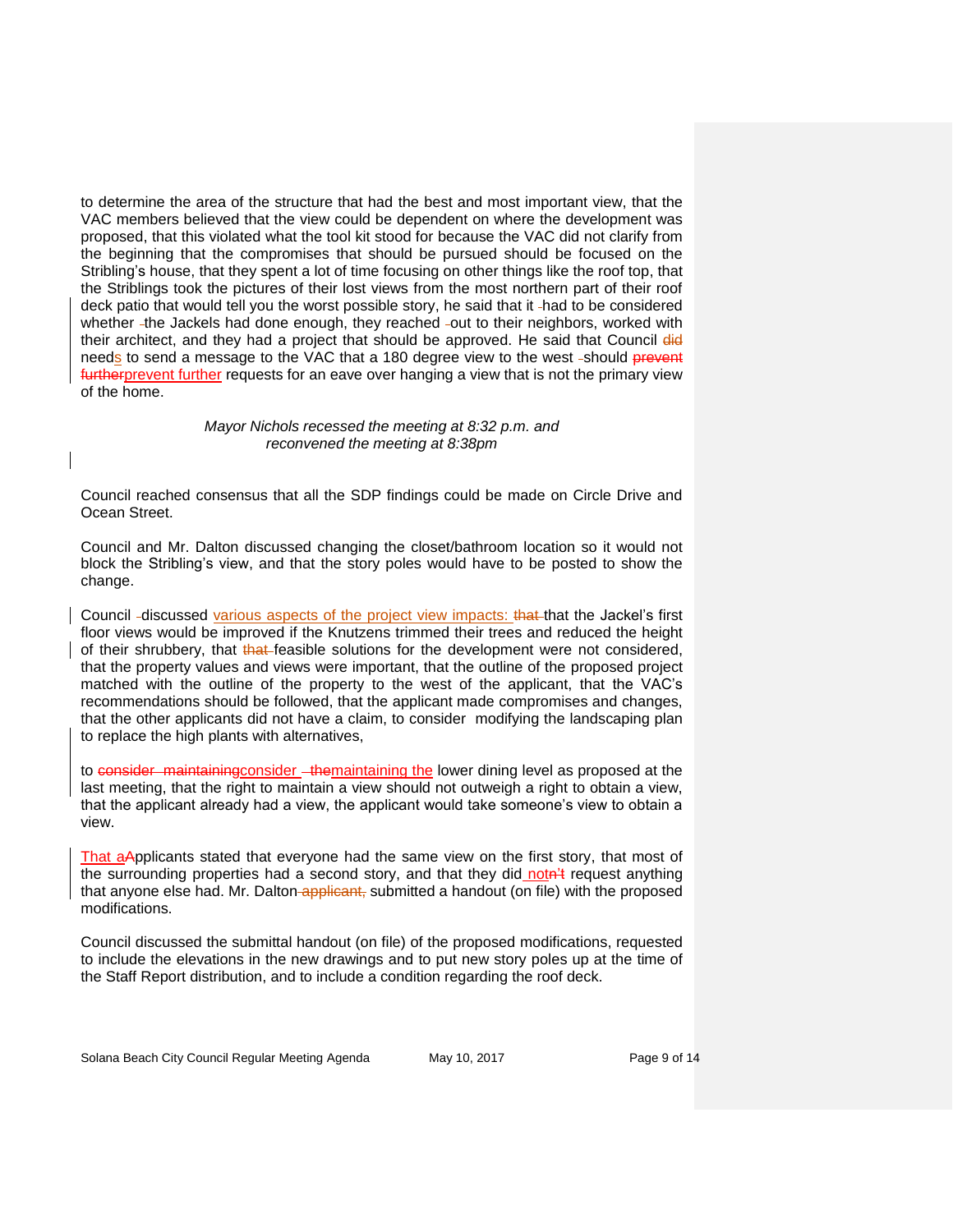to determine the area of the structure that had the best and most important view, that the VAC members believed that the view could be dependent on where the development was proposed, that this violated what the tool kit stood for because the VAC did not clarify from the beginning that the compromises that should be pursued should be focused on the Stribling's house, that they spent a lot of time focusing on other things like the roof top, that the Striblings took the pictures of their lost views from the most northern part of their roof deck patio that would tell you the worst possible story, he said that it had to be considered whether the Jackels had done enough, they reached out to their neighbors, worked with their architect, and they had a project that should be approved. He said that Council ~~did~~ needs to send a message to the VAC that a 180 degree view to the west should ~~prevent further~~prevent further requests for an eave over hanging a view that is not the primary view of the home.

*Mayor Nichols recessed the meeting at 8:32 p.m. and reconvened the meeting at 8:38pm*

Council reached consensus that all the SDP findings could be made on Circle Drive and Ocean Street.

Council and Mr. Dalton discussed changing the closet/bathroom location so it would not block the Stribling's view, and that the story poles would have to be posted to show the change.

Council discussed various aspects of the project view impacts: ~~that~~ that the Jackel's first floor views would be improved if the Knutzens trimmed their trees and reduced the height of their shrubbery, that ~~that~~ feasible solutions for the development were not considered, that the property values and views were important, that the outline of the proposed project matched with the outline of the property to the west of the applicant, that the VAC's recommendations should be followed, that the applicant made compromises and changes, that the other applicants did not have a claim, to consider modifying the landscaping plan to replace the high plants with alternatives,

to ~~consider maintaining~~consider ~~the~~maintaining the lower dining level as proposed at the last meeting, that the right to maintain a view should not outweigh a right to obtain a view, that the applicant already had a view, the applicant would take someone's view to obtain a view.

That a~~A~~pplicants stated that everyone had the same view on the first story, that most of the surrounding properties had a second story, and that they did not~~n't~~ request anything that anyone else had. Mr. Dalton ~~applicant,~~ submitted a handout (on file) with the proposed modifications.

Council discussed the submittal handout (on file) of the proposed modifications, requested to include the elevations in the new drawings and to put new story poles up at the time of the Staff Report distribution, and to include a condition regarding the roof deck.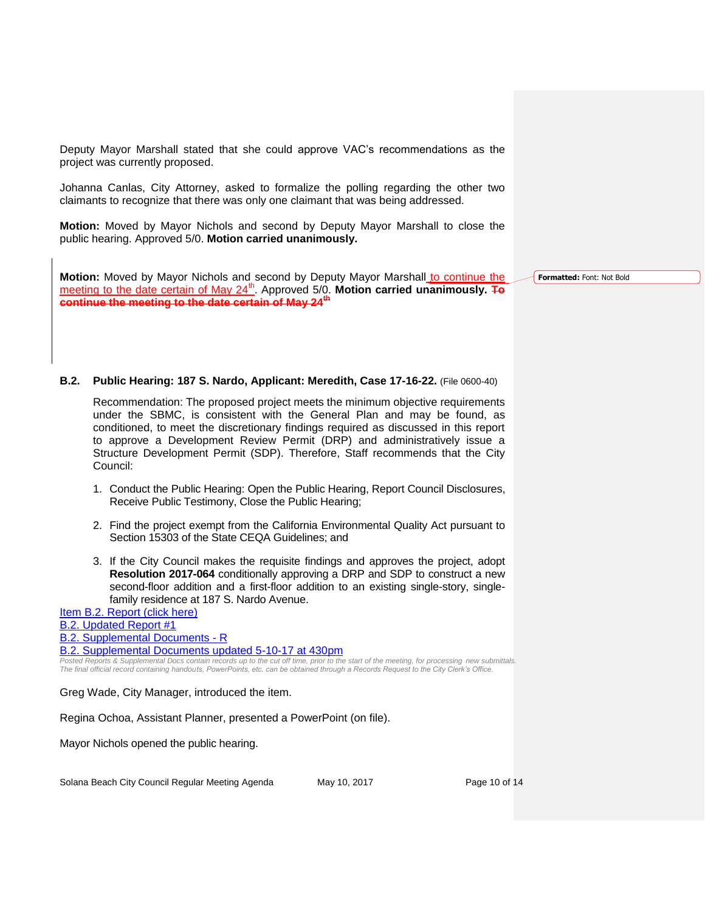Deputy Mayor Marshall stated that she could approve VAC's recommendations as the project was currently proposed.

Johanna Canlas, City Attorney, asked to formalize the polling regarding the other two claimants to recognize that there was only one claimant that was being addressed.

**Motion:** Moved by Mayor Nichols and second by Deputy Mayor Marshall to close the public hearing. Approved 5/0. **Motion carried unanimously.**

**Motion:** Moved by Mayor Nichols and second by Deputy Mayor Marshall to continue the meeting to the date certain of May 24th. Approved 5/0. **Motion carried unanimously.** ~~**To continue the meeting to the date certain of May 24th**~~

**Formatted:** Font: Not Bold

**B.2. Public Hearing: 187 S. Nardo, Applicant: Meredith, Case 17-16-22.** (File 0600-40)

Recommendation: The proposed project meets the minimum objective requirements under the SBMC, is consistent with the General Plan and may be found, as conditioned, to meet the discretionary findings required as discussed in this report to approve a Development Review Permit (DRP) and administratively issue a Structure Development Permit (SDP). Therefore, Staff recommends that the City Council:

1. Conduct the Public Hearing: Open the Public Hearing, Report Council Disclosures, Receive Public Testimony, Close the Public Hearing;
2. Find the project exempt from the California Environmental Quality Act pursuant to Section 15303 of the State CEQA Guidelines; and
3. If the City Council makes the requisite findings and approves the project, adopt **Resolution 2017-064** conditionally approving a DRP and SDP to construct a new second-floor addition and a first-floor addition to an existing single-story, single-family residence at 187 S. Nardo Avenue.

Item B.2. Report (click here)
B.2. Updated Report #1
B.2. Supplemental Documents - R
B.2. Supplemental Documents updated 5-10-17 at 430pm

*Posted Reports & Supplemental Docs contain records up to the cut off time, prior to the start of the meeting, for processing new submittals. The final official record containing handouts, PowerPoints, etc. can be obtained through a Records Request to the City Clerk's Office.*

Greg Wade, City Manager, introduced the item.

Regina Ochoa, Assistant Planner, presented a PowerPoint (on file).

Mayor Nichols opened the public hearing.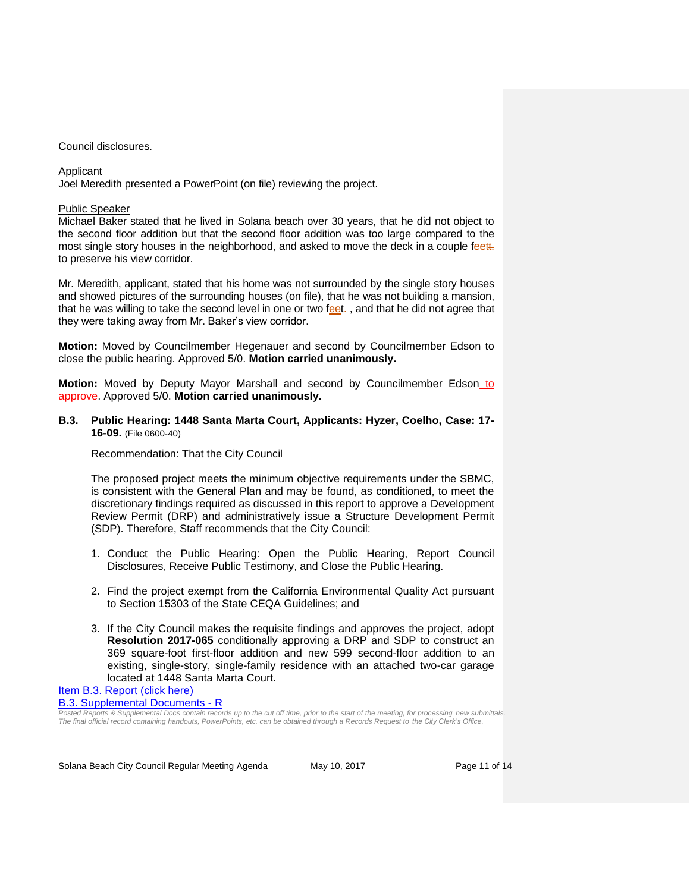Council disclosures.

Applicant
Joel Meredith presented a PowerPoint (on file) reviewing the project.

Public Speaker
Michael Baker stated that he lived in Solana beach over 30 years, that he did not object to the second floor addition but that the second floor addition was too large compared to the most single story houses in the neighborhood, and asked to move the deck in a couple feet to preserve his view corridor.

Mr. Meredith, applicant, stated that his home was not surrounded by the single story houses and showed pictures of the surrounding houses (on file), that he was not building a mansion, that he was willing to take the second level in one or two feet , and that he did not agree that they were taking away from Mr. Baker's view corridor.

**Motion:** Moved by Councilmember Hegenauer and second by Councilmember Edson to close the public hearing. Approved 5/0. **Motion carried unanimously.**

**Motion:** Moved by Deputy Mayor Marshall and second by Councilmember Edson to approve. Approved 5/0. **Motion carried unanimously.**

**B.3. Public Hearing: 1448 Santa Marta Court, Applicants: Hyzer, Coelho, Case: 17-16-09.** (File 0600-40)

Recommendation: That the City Council

The proposed project meets the minimum objective requirements under the SBMC, is consistent with the General Plan and may be found, as conditioned, to meet the discretionary findings required as discussed in this report to approve a Development Review Permit (DRP) and administratively issue a Structure Development Permit (SDP). Therefore, Staff recommends that the City Council:

1. Conduct the Public Hearing: Open the Public Hearing, Report Council Disclosures, Receive Public Testimony, and Close the Public Hearing.

2. Find the project exempt from the California Environmental Quality Act pursuant to Section 15303 of the State CEQA Guidelines; and

3. If the City Council makes the requisite findings and approves the project, adopt **Resolution 2017-065** conditionally approving a DRP and SDP to construct an 369 square-foot first-floor addition and new 599 second-floor addition to an existing, single-story, single-family residence with an attached two-car garage located at 1448 Santa Marta Court.

Item B.3. Report (click here)
B.3. Supplemental Documents - R

*Posted Reports & Supplemental Docs contain records up to the cut off time, prior to the start of the meeting, for processing new submittals. The final official record containing handouts, PowerPoints, etc. can be obtained through a Records Request to the City Clerk's Office.*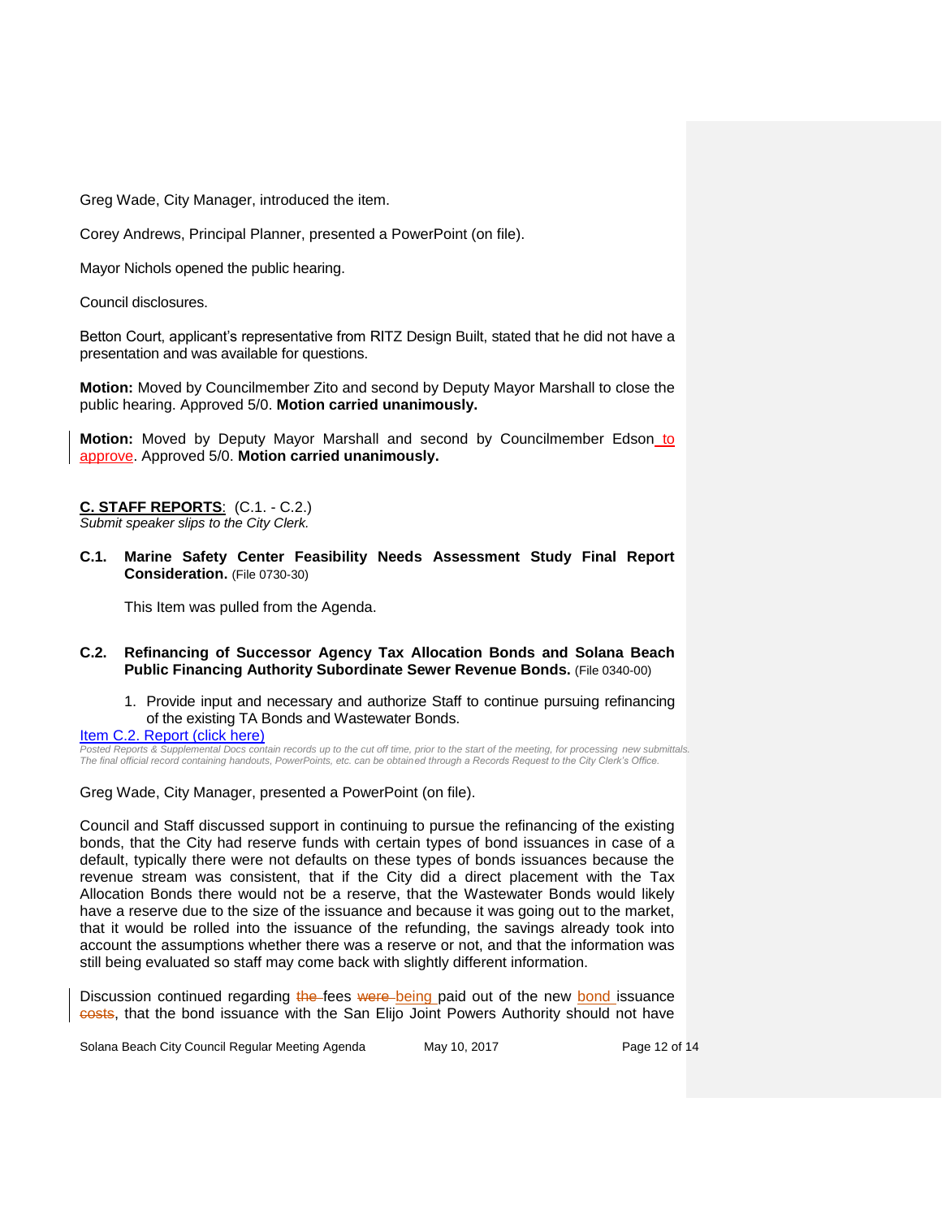Greg Wade, City Manager, introduced the item.

Corey Andrews, Principal Planner, presented a PowerPoint (on file).

Mayor Nichols opened the public hearing.

Council disclosures.

Betton Court, applicant's representative from RITZ Design Built, stated that he did not have a presentation and was available for questions.

**Motion:** Moved by Councilmember Zito and second by Deputy Mayor Marshall to close the public hearing. Approved 5/0. **Motion carried unanimously.**

**Motion:** Moved by Deputy Mayor Marshall and second by Councilmember Edson to approve. Approved 5/0. **Motion carried unanimously.**

**C. STAFF REPORTS**: (C.1. - C.2.)
*Submit speaker slips to the City Clerk.*

**C.1. Marine Safety Center Feasibility Needs Assessment Study Final Report Consideration.** (File 0730-30)

This Item was pulled from the Agenda.

**C.2. Refinancing of Successor Agency Tax Allocation Bonds and Solana Beach Public Financing Authority Subordinate Sewer Revenue Bonds.** (File 0340-00)

1. Provide input and necessary and authorize Staff to continue pursuing refinancing of the existing TA Bonds and Wastewater Bonds.

Item C.2. Report (click here)

*Posted Reports & Supplemental Docs contain records up to the cut off time, prior to the start of the meeting, for processing new submittals. The final official record containing handouts, PowerPoints, etc. can be obtained through a Records Request to the City Clerk's Office.*

Greg Wade, City Manager, presented a PowerPoint (on file).

Council and Staff discussed support in continuing to pursue the refinancing of the existing bonds, that the City had reserve funds with certain types of bond issuances in case of a default, typically there were not defaults on these types of bonds issuances because the revenue stream was consistent, that if the City did a direct placement with the Tax Allocation Bonds there would not be a reserve, that the Wastewater Bonds would likely have a reserve due to the size of the issuance and because it was going out to the market, that it would be rolled into the issuance of the refunding, the savings already took into account the assumptions whether there was a reserve or not, and that the information was still being evaluated so staff may come back with slightly different information.

Discussion continued regarding ~~the~~ fees ~~were~~ being paid out of the new bond issuance ~~costs~~, that the bond issuance with the San Elijo Joint Powers Authority should not have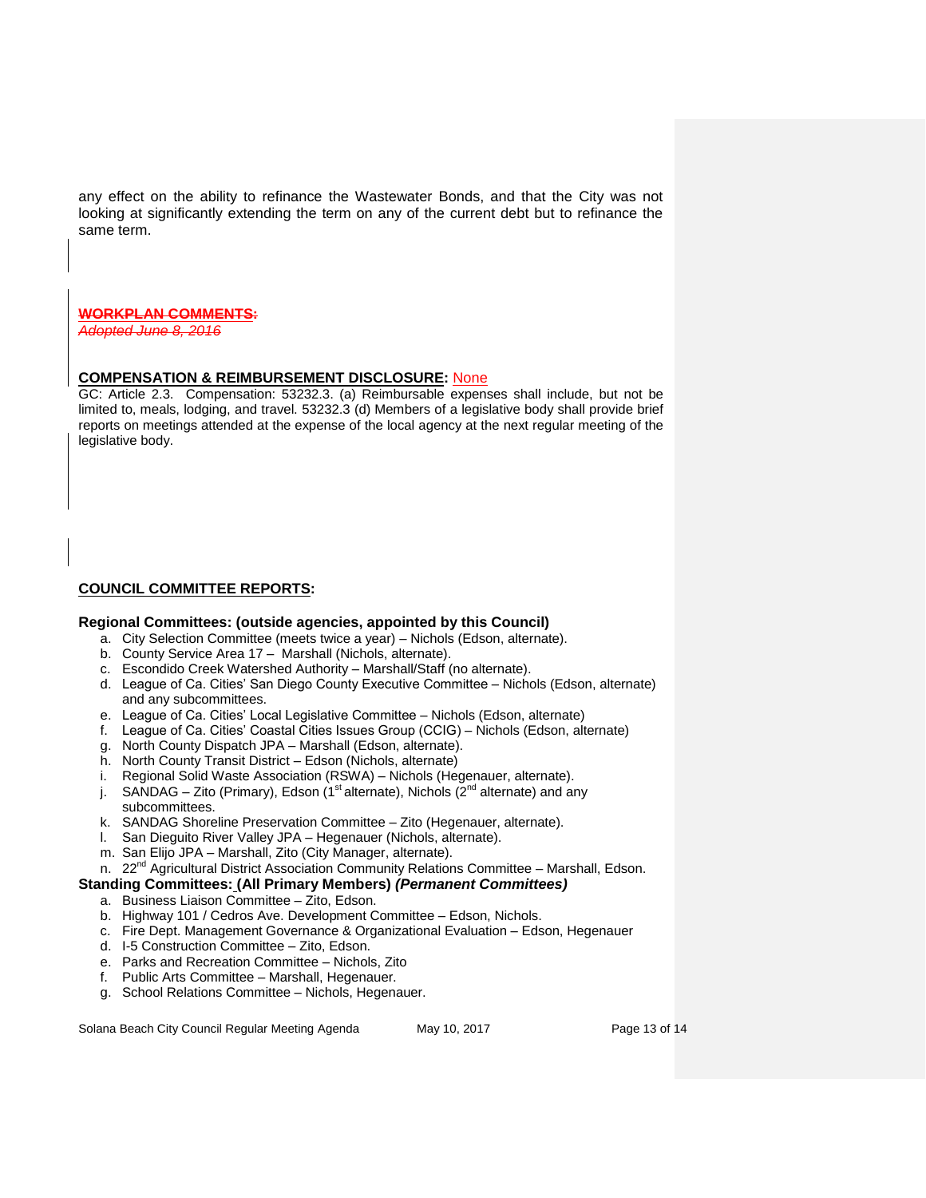any effect on the ability to refinance the Wastewater Bonds, and that the City was not looking at significantly extending the term on any of the current debt but to refinance the same term.

~~**WORKPLAN COMMENTS:**~~
~~*Adopted June 8, 2016*~~

**COMPENSATION & REIMBURSEMENT DISCLOSURE:** None
GC: Article 2.3. Compensation: 53232.3. (a) Reimbursable expenses shall include, but not be limited to, meals, lodging, and travel. 53232.3 (d) Members of a legislative body shall provide brief reports on meetings attended at the expense of the local agency at the next regular meeting of the legislative body.

**COUNCIL COMMITTEE REPORTS:**

**Regional Committees: (outside agencies, appointed by this Council)**

a. City Selection Committee (meets twice a year) – Nichols (Edson, alternate).
b. County Service Area 17 – Marshall (Nichols, alternate).
c. Escondido Creek Watershed Authority – Marshall/Staff (no alternate).
d. League of Ca. Cities' San Diego County Executive Committee – Nichols (Edson, alternate) and any subcommittees.
e. League of Ca. Cities' Local Legislative Committee – Nichols (Edson, alternate)
f. League of Ca. Cities' Coastal Cities Issues Group (CCIG) – Nichols (Edson, alternate)
g. North County Dispatch JPA – Marshall (Edson, alternate).
h. North County Transit District – Edson (Nichols, alternate)
i. Regional Solid Waste Association (RSWA) – Nichols (Hegenauer, alternate).
j. SANDAG – Zito (Primary), Edson (1st alternate), Nichols (2nd alternate) and any subcommittees.
k. SANDAG Shoreline Preservation Committee – Zito (Hegenauer, alternate).
l. San Dieguito River Valley JPA – Hegenauer (Nichols, alternate).
m. San Elijo JPA – Marshall, Zito (City Manager, alternate).
n. 22nd Agricultural District Association Community Relations Committee – Marshall, Edson.

**Standing Committees: (All Primary Members)** ***(Permanent Committees)***

a. Business Liaison Committee – Zito, Edson.
b. Highway 101 / Cedros Ave. Development Committee – Edson, Nichols.
c. Fire Dept. Management Governance & Organizational Evaluation – Edson, Hegenauer
d. I-5 Construction Committee – Zito, Edson.
e. Parks and Recreation Committee – Nichols, Zito
f. Public Arts Committee – Marshall, Hegenauer.
g. School Relations Committee – Nichols, Hegenauer.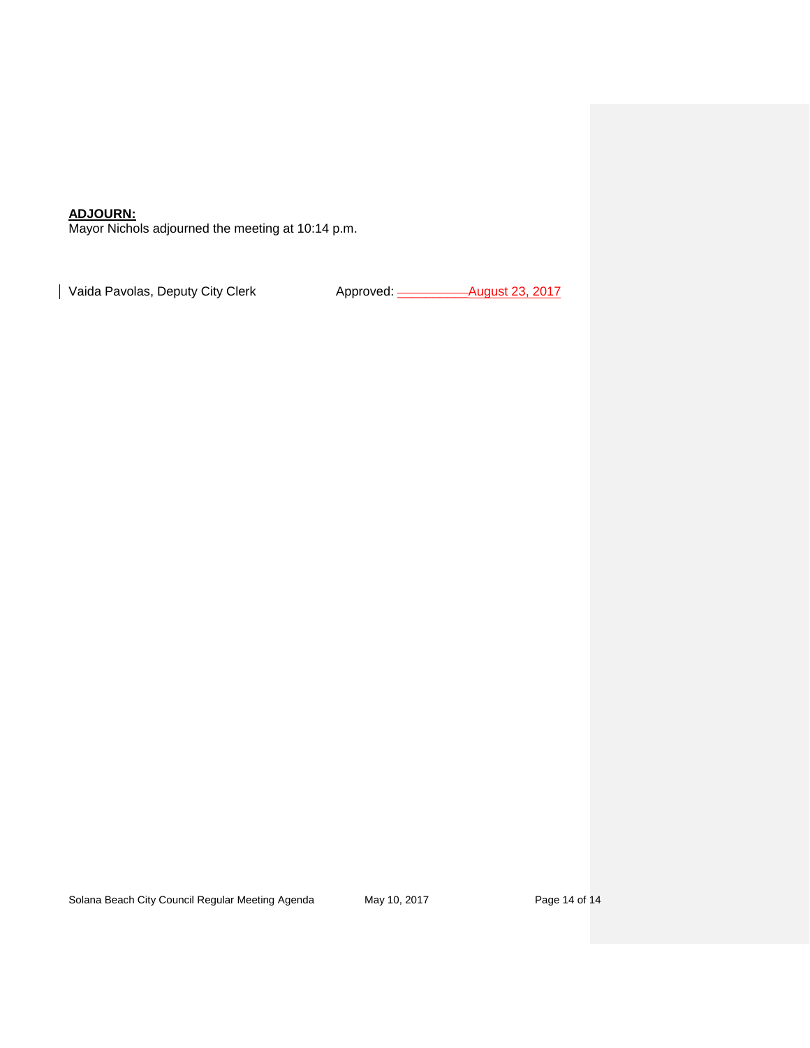**ADJOURN:**

Mayor Nichols adjourned the meeting at 10:14 p.m.

Vaida Pavolas, Deputy City Clerk Approved: August 23, 2017